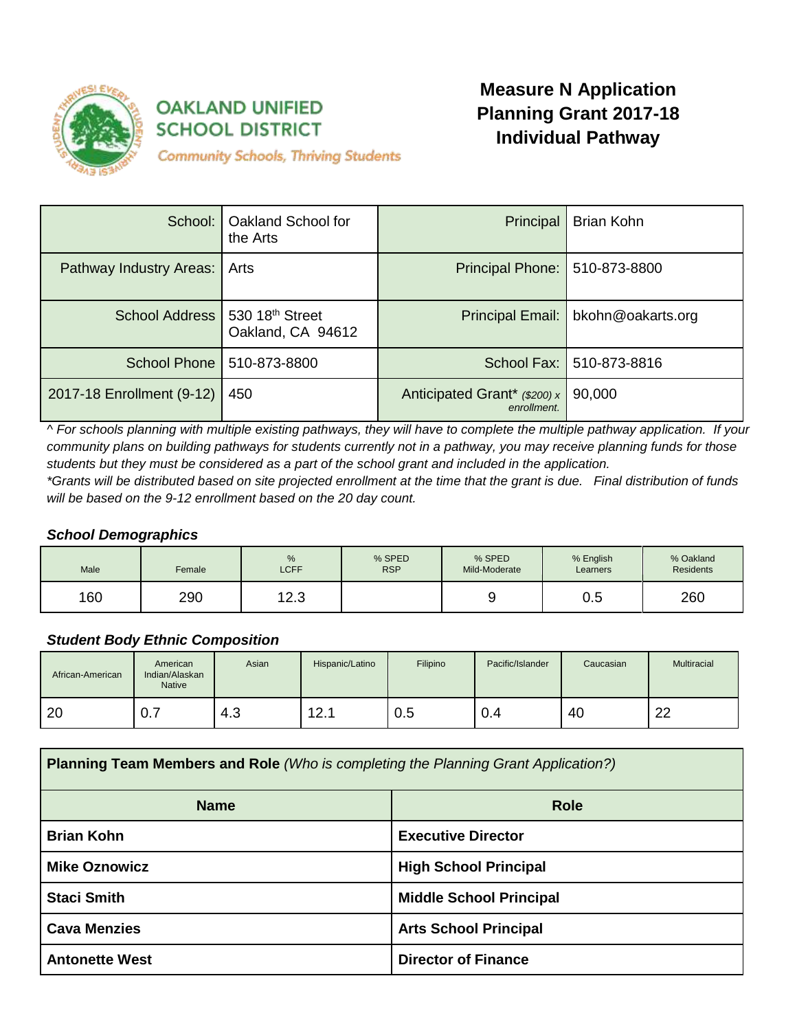**OAKLAND UNIFIED SCHOOL DISTRICT**
*Community Schools, Thriving Students*

# Measure N Application Planning Grant 2017-18 Individual Pathway

| | | | |
|---|---|---|---|
| School: | Oakland School for the Arts | Principal | Brian Kohn |
| Pathway Industry Areas: | Arts | Principal Phone: | 510-873-8800 |
| School Address | 530 18th Street Oakland, CA 94612 | Principal Email: | bkohn@oakarts.org |
| School Phone | 510-873-8800 | School Fax: | 510-873-8816 |
| 2017-18 Enrollment (9-12) | 450 | Anticipated Grant* *($200) x enrollment.* | 90,000 |

*^ For schools planning with multiple existing pathways, they will have to complete the multiple pathway application. If your community plans on building pathways for students currently not in a pathway, you may receive planning funds for those students but they must be considered as a part of the school grant and included in the application.*
*\*Grants will be distributed based on site projected enrollment at the time that the grant is due. Final distribution of funds will be based on the 9-12 enrollment based on the 20 day count.*

### *School Demographics*

| Male | Female | % LCFF | % SPED RSP | % SPED Mild-Moderate | % English Learners | % Oakland Residents |
|---|---|---|---|---|---|---|
| 160 | 290 | 12.3 | | 9 | 0.5 | 260 |

### *Student Body Ethnic Composition*

| African-American | American Indian/Alaskan Native | Asian | Hispanic/Latino | Filipino | Pacific/Islander | Caucasian | Multiracial |
|---|---|---|---|---|---|---|---|
| 20 | 0.7 | 4.3 | 12.1 | 0.5 | 0.4 | 40 | 22 |

**Planning Team Members and Role** *(Who is completing the Planning Grant Application?)*

| Name | Role |
|---|---|
| **Brian Kohn** | **Executive Director** |
| **Mike Oznowicz** | **High School Principal** |
| **Staci Smith** | **Middle School Principal** |
| **Cava Menzies** | **Arts School Principal** |
| **Antonette West** | **Director of Finance** |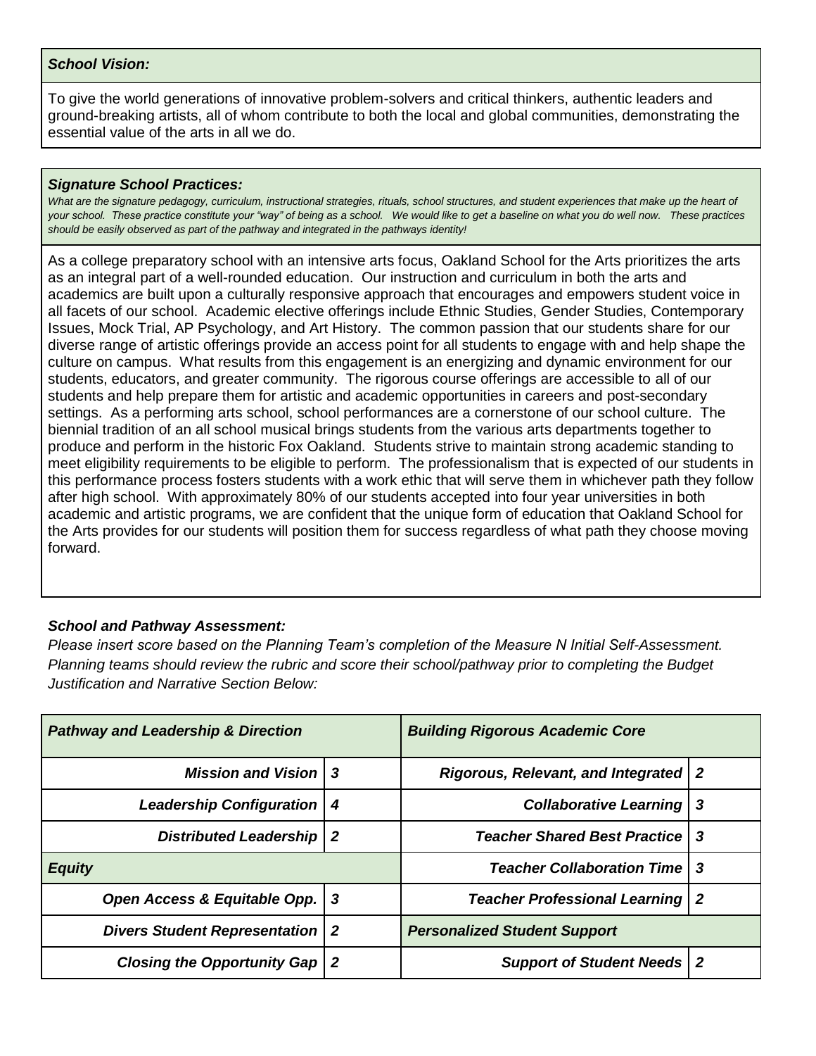***School Vision:***

To give the world generations of innovative problem-solvers and critical thinkers, authentic leaders and ground-breaking artists, all of whom contribute to both the local and global communities, demonstrating the essential value of the arts in all we do.

***Signature School Practices:***

*What are the signature pedagogy, curriculum, instructional strategies, rituals, school structures, and student experiences that make up the heart of your school. These practice constitute your "way" of being as a school. We would like to get a baseline on what you do well now. These practices should be easily observed as part of the pathway and integrated in the pathways identity!*

As a college preparatory school with an intensive arts focus, Oakland School for the Arts prioritizes the arts as an integral part of a well-rounded education. Our instruction and curriculum in both the arts and academics are built upon a culturally responsive approach that encourages and empowers student voice in all facets of our school. Academic elective offerings include Ethnic Studies, Gender Studies, Contemporary Issues, Mock Trial, AP Psychology, and Art History. The common passion that our students share for our diverse range of artistic offerings provide an access point for all students to engage with and help shape the culture on campus. What results from this engagement is an energizing and dynamic environment for our students, educators, and greater community. The rigorous course offerings are accessible to all of our students and help prepare them for artistic and academic opportunities in careers and post-secondary settings. As a performing arts school, school performances are a cornerstone of our school culture. The biennial tradition of an all school musical brings students from the various arts departments together to produce and perform in the historic Fox Oakland. Students strive to maintain strong academic standing to meet eligibility requirements to be eligible to perform. The professionalism that is expected of our students in this performance process fosters students with a work ethic that will serve them in whichever path they follow after high school. With approximately 80% of our students accepted into four year universities in both academic and artistic programs, we are confident that the unique form of education that Oakland School for the Arts provides for our students will position them for success regardless of what path they choose moving forward.

***School and Pathway Assessment:***

*Please insert score based on the Planning Team's completion of the Measure N Initial Self-Assessment. Planning teams should review the rubric and score their school/pathway prior to completing the Budget Justification and Narrative Section Below:*

| ***Pathway and Leadership & Direction*** | | ***Building Rigorous Academic Core*** | |
|---|---|---|---|
| ***Mission and Vision*** | ***3*** | ***Rigorous, Relevant, and Integrated*** | ***2*** |
| ***Leadership Configuration*** | ***4*** | ***Collaborative Learning*** | ***3*** |
| ***Distributed Leadership*** | ***2*** | ***Teacher Shared Best Practice*** | ***3*** |
| ***Equity*** | | ***Teacher Collaboration Time*** | ***3*** |
| ***Open Access & Equitable Opp.*** | ***3*** | ***Teacher Professional Learning*** | ***2*** |
| ***Divers Student Representation*** | ***2*** | ***Personalized Student Support*** | |
| ***Closing the Opportunity Gap*** | ***2*** | ***Support of Student Needs*** | ***2*** |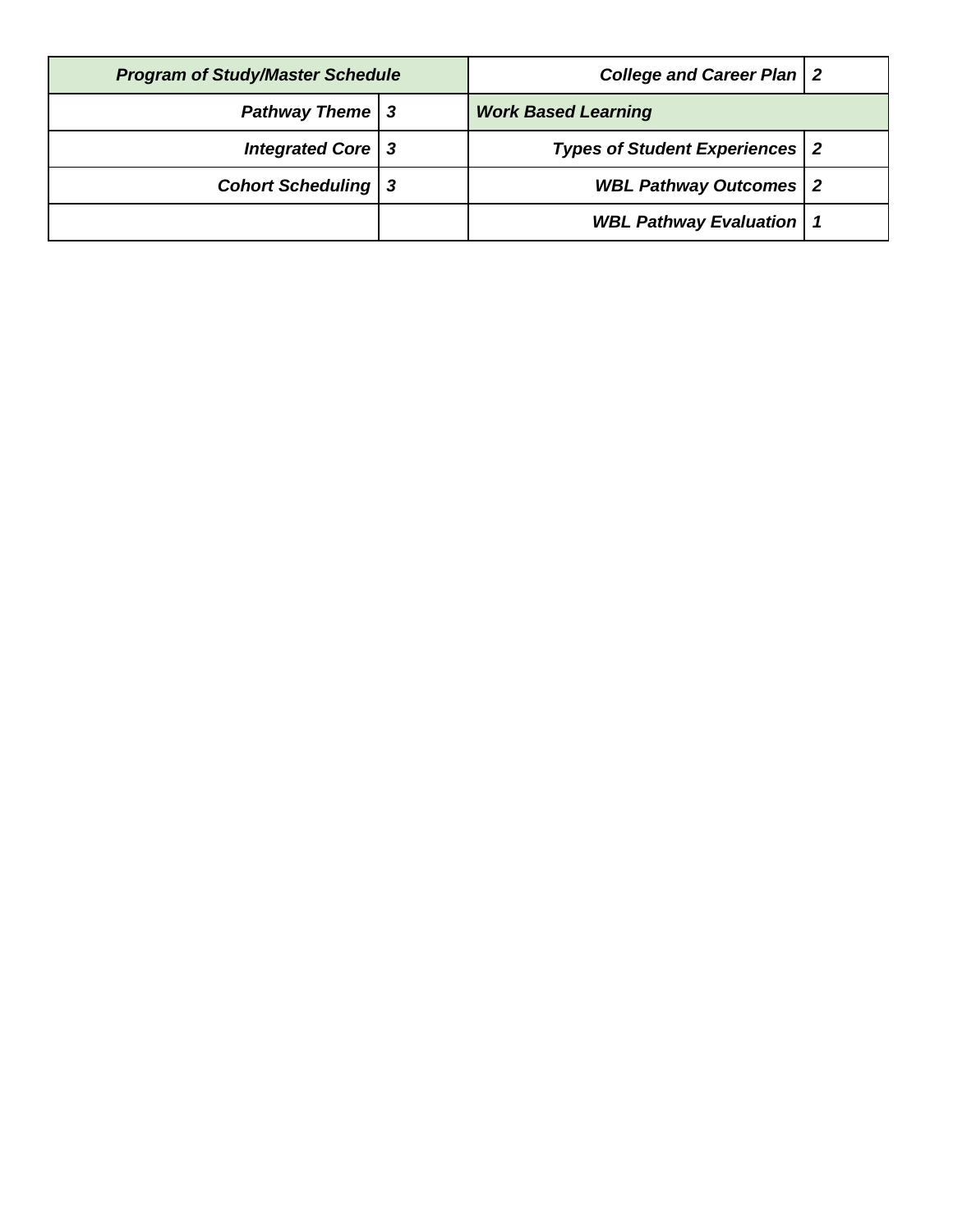| ***Program of Study/Master Schedule*** | | ***College and Career Plan*** | ***2*** |
|---|---|---|---|
| ***Pathway Theme*** | ***3*** | ***Work Based Learning*** | |
| ***Integrated Core*** | ***3*** | ***Types of Student Experiences*** | ***2*** |
| ***Cohort Scheduling*** | ***3*** | ***WBL Pathway Outcomes*** | ***2*** |
| | | ***WBL Pathway Evaluation*** | ***1*** |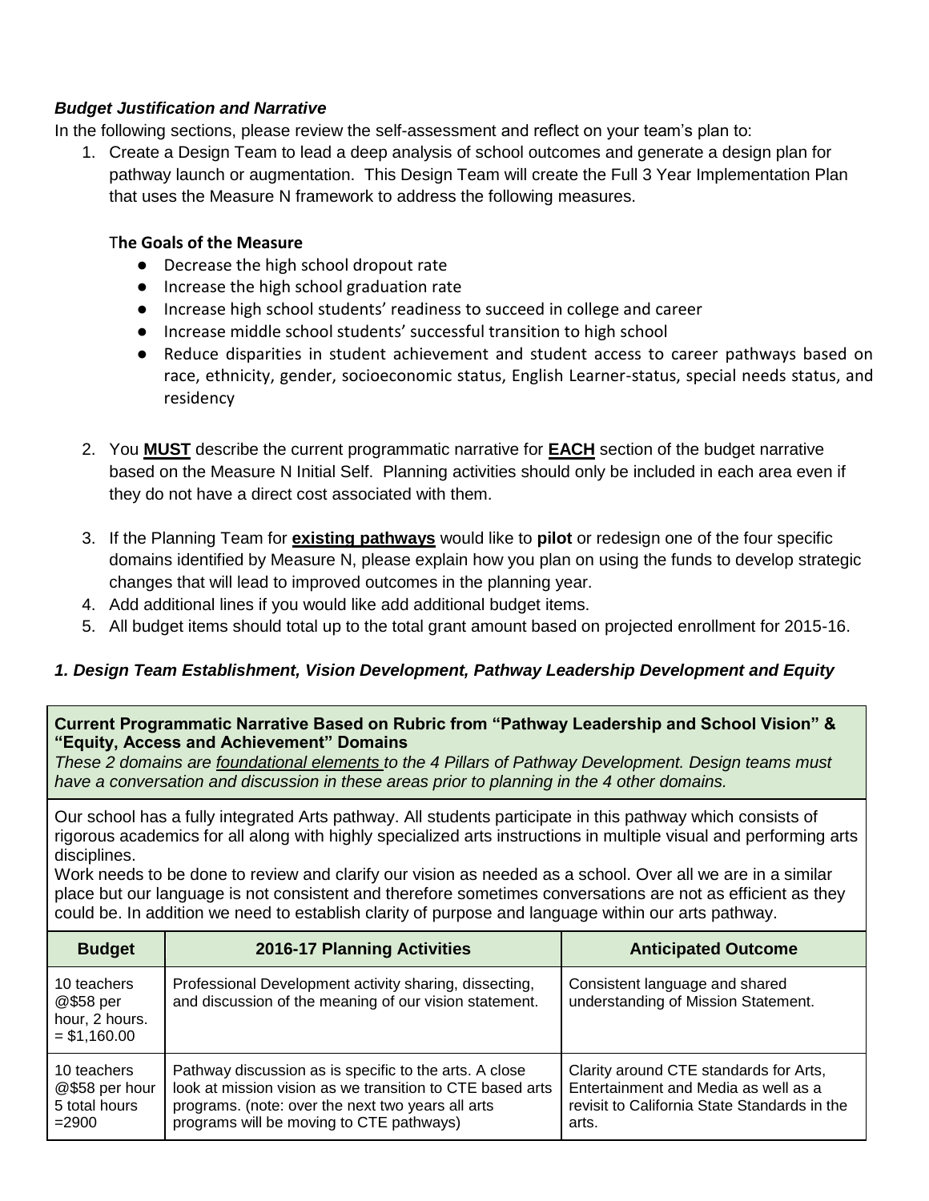### *Budget Justification and Narrative*

In the following sections, please review the self-assessment and reflect on your team's plan to:

1. Create a Design Team to lead a deep analysis of school outcomes and generate a design plan for pathway launch or augmentation. This Design Team will create the Full 3 Year Implementation Plan that uses the Measure N framework to address the following measures.

   **The Goals of the Measure**

   - Decrease the high school dropout rate
   - Increase the high school graduation rate
   - Increase high school students' readiness to succeed in college and career
   - Increase middle school students' successful transition to high school
   - Reduce disparities in student achievement and student access to career pathways based on race, ethnicity, gender, socioeconomic status, English Learner-status, special needs status, and residency

2. You **MUST** describe the current programmatic narrative for **EACH** section of the budget narrative based on the Measure N Initial Self. Planning activities should only be included in each area even if they do not have a direct cost associated with them.
3. If the Planning Team for **existing pathways** would like to **pilot** or redesign one of the four specific domains identified by Measure N, please explain how you plan on using the funds to develop strategic changes that will lead to improved outcomes in the planning year.
4. Add additional lines if you would like add additional budget items.
5. All budget items should total up to the total grant amount based on projected enrollment for 2015-16.

### *1. Design Team Establishment, Vision Development, Pathway Leadership Development and Equity*

**Current Programmatic Narrative Based on Rubric from "Pathway Leadership and School Vision" & "Equity, Access and Achievement" Domains**

*These 2 domains are foundational elements to the 4 Pillars of Pathway Development. Design teams must have a conversation and discussion in these areas prior to planning in the 4 other domains.*

Our school has a fully integrated Arts pathway. All students participate in this pathway which consists of rigorous academics for all along with highly specialized arts instructions in multiple visual and performing arts disciplines.

Work needs to be done to review and clarify our vision as needed as a school. Over all we are in a similar place but our language is not consistent and therefore sometimes conversations are not as efficient as they could be. In addition we need to establish clarity of purpose and language within our arts pathway.

| Budget | 2016-17 Planning Activities | Anticipated Outcome |
|---|---|---|
| 10 teachers @$58 per hour, 2 hours. = $1,160.00 | Professional Development activity sharing, dissecting, and discussion of the meaning of our vision statement. | Consistent language and shared understanding of Mission Statement. |
| 10 teachers @$58 per hour 5 total hours =2900 | Pathway discussion as is specific to the arts. A close look at mission vision as we transition to CTE based arts programs. (note: over the next two years all arts programs will be moving to CTE pathways) | Clarity around CTE standards for Arts, Entertainment and Media as well as a revisit to California State Standards in the arts. |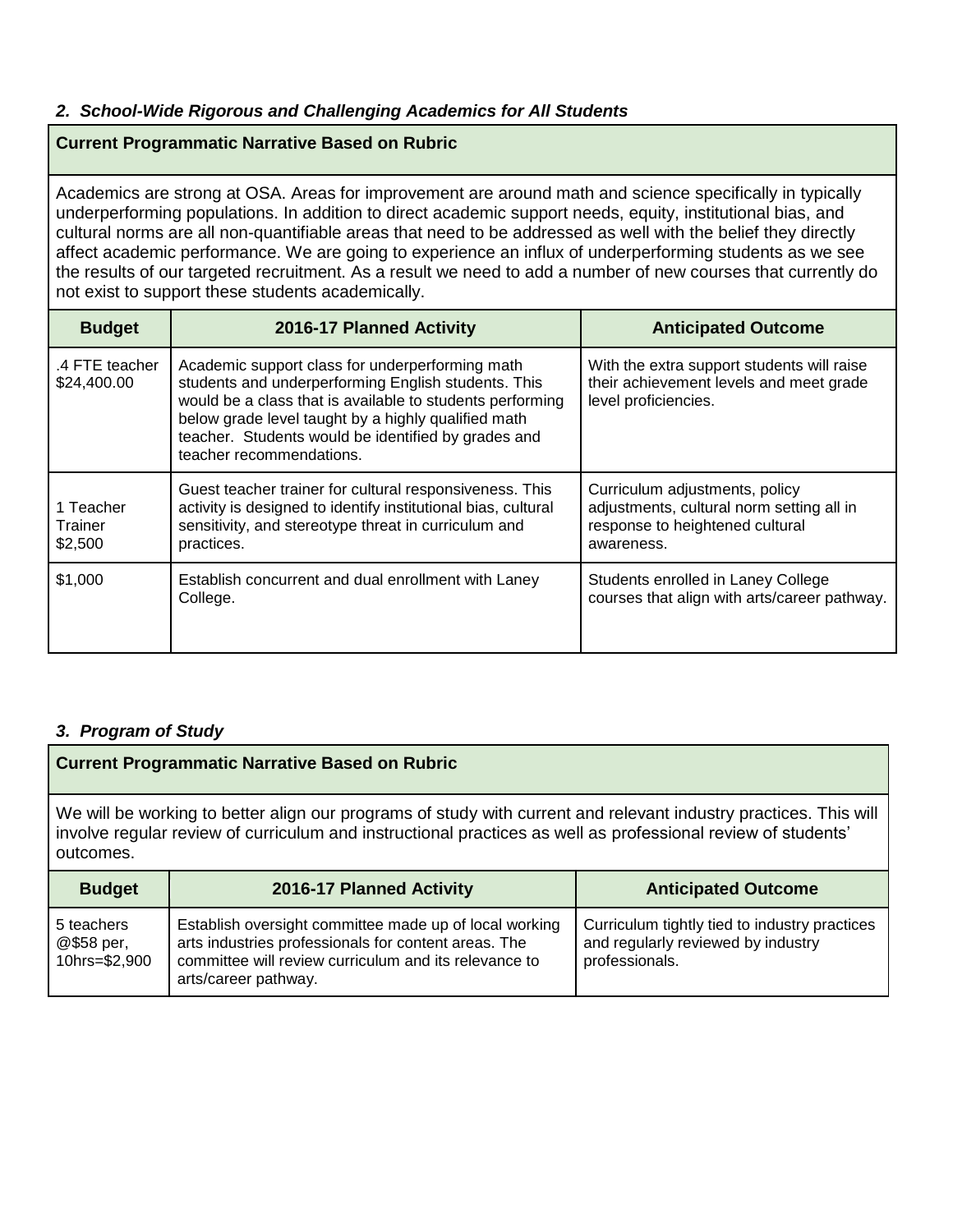### *2. School-Wide Rigorous and Challenging Academics for All Students*

| **Current Programmatic Narrative Based on Rubric** |
| --- |
| Academics are strong at OSA. Areas for improvement are around math and science specifically in typically underperforming populations. In addition to direct academic support needs, equity, institutional bias, and cultural norms are all non-quantifiable areas that need to be addressed as well with the belief they directly affect academic performance. We are going to experience an influx of underperforming students as we see the results of our targeted recruitment. As a result we need to add a number of new courses that currently do not exist to support these students academically. |

| Budget | 2016-17 Planned Activity | Anticipated Outcome |
| --- | --- | --- |
| .4 FTE teacher $24,400.00 | Academic support class for underperforming math students and underperforming English students. This would be a class that is available to students performing below grade level taught by a highly qualified math teacher. Students would be identified by grades and teacher recommendations. | With the extra support students will raise their achievement levels and meet grade level proficiencies. |
| 1 Teacher Trainer $2,500 | Guest teacher trainer for cultural responsiveness. This activity is designed to identify institutional bias, cultural sensitivity, and stereotype threat in curriculum and practices. | Curriculum adjustments, policy adjustments, cultural norm setting all in response to heightened cultural awareness. |
| $1,000 | Establish concurrent and dual enrollment with Laney College. | Students enrolled in Laney College courses that align with arts/career pathway. |

### *3. Program of Study*

| **Current Programmatic Narrative Based on Rubric** |
| --- |
| We will be working to better align our programs of study with current and relevant industry practices. This will involve regular review of curriculum and instructional practices as well as professional review of students' outcomes. |

| Budget | 2016-17 Planned Activity | Anticipated Outcome |
| --- | --- | --- |
| 5 teachers @$58 per, 10hrs=$2,900 | Establish oversight committee made up of local working arts industries professionals for content areas. The committee will review curriculum and its relevance to arts/career pathway. | Curriculum tightly tied to industry practices and regularly reviewed by industry professionals. |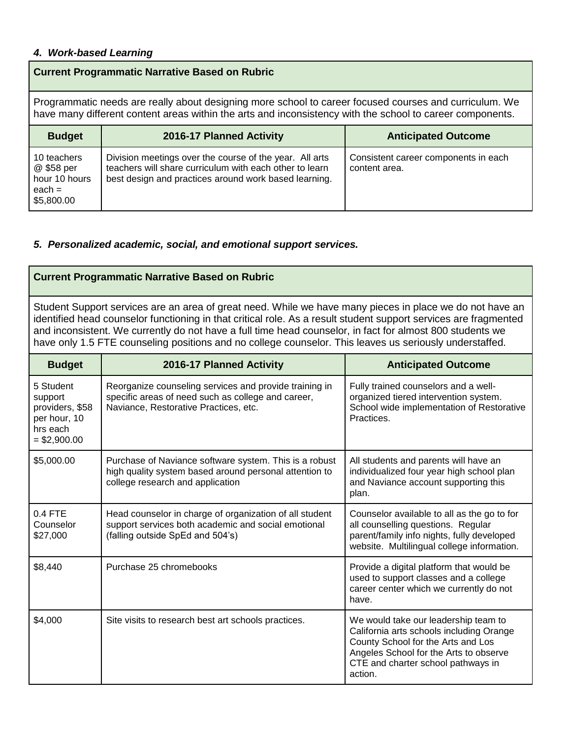#### *4. Work-based Learning*

| **Current Programmatic Narrative Based on Rubric** | | |
|---|---|---|
| Programmatic needs are really about designing more school to career focused courses and curriculum. We have many different content areas within the arts and inconsistency with the school to career components. | | |
| **Budget** | **2016-17 Planned Activity** | **Anticipated Outcome** |
| 10 teachers @ $58 per hour 10 hours each = $5,800.00 | Division meetings over the course of the year. All arts teachers will share curriculum with each other to learn best design and practices around work based learning. | Consistent career components in each content area. |

#### *5. Personalized academic, social, and emotional support services.*

| **Current Programmatic Narrative Based on Rubric** | | |
|---|---|---|
| Student Support services are an area of great need. While we have many pieces in place we do not have an identified head counselor functioning in that critical role. As a result student support services are fragmented and inconsistent. We currently do not have a full time head counselor, in fact for almost 800 students we have only 1.5 FTE counseling positions and no college counselor. This leaves us seriously understaffed. | | |
| **Budget** | **2016-17 Planned Activity** | **Anticipated Outcome** |
| 5 Student support providers, $58 per hour, 10 hrs each = $2,900.00 | Reorganize counseling services and provide training in specific areas of need such as college and career, Naviance, Restorative Practices, etc. | Fully trained counselors and a well-organized tiered intervention system. School wide implementation of Restorative Practices. |
| $5,000.00 | Purchase of Naviance software system. This is a robust high quality system based around personal attention to college research and application | All students and parents will have an individualized four year high school plan and Naviance account supporting this plan. |
| 0.4 FTE Counselor $27,000 | Head counselor in charge of organization of all student support services both academic and social emotional (falling outside SpEd and 504's) | Counselor available to all as the go to for all counselling questions. Regular parent/family info nights, fully developed website. Multilingual college information. |
| $8,440 | Purchase 25 chromebooks | Provide a digital platform that would be used to support classes and a college career center which we currently do not have. |
| $4,000 | Site visits to research best art schools practices. | We would take our leadership team to California arts schools including Orange County School for the Arts and Los Angeles School for the Arts to observe CTE and charter school pathways in action. |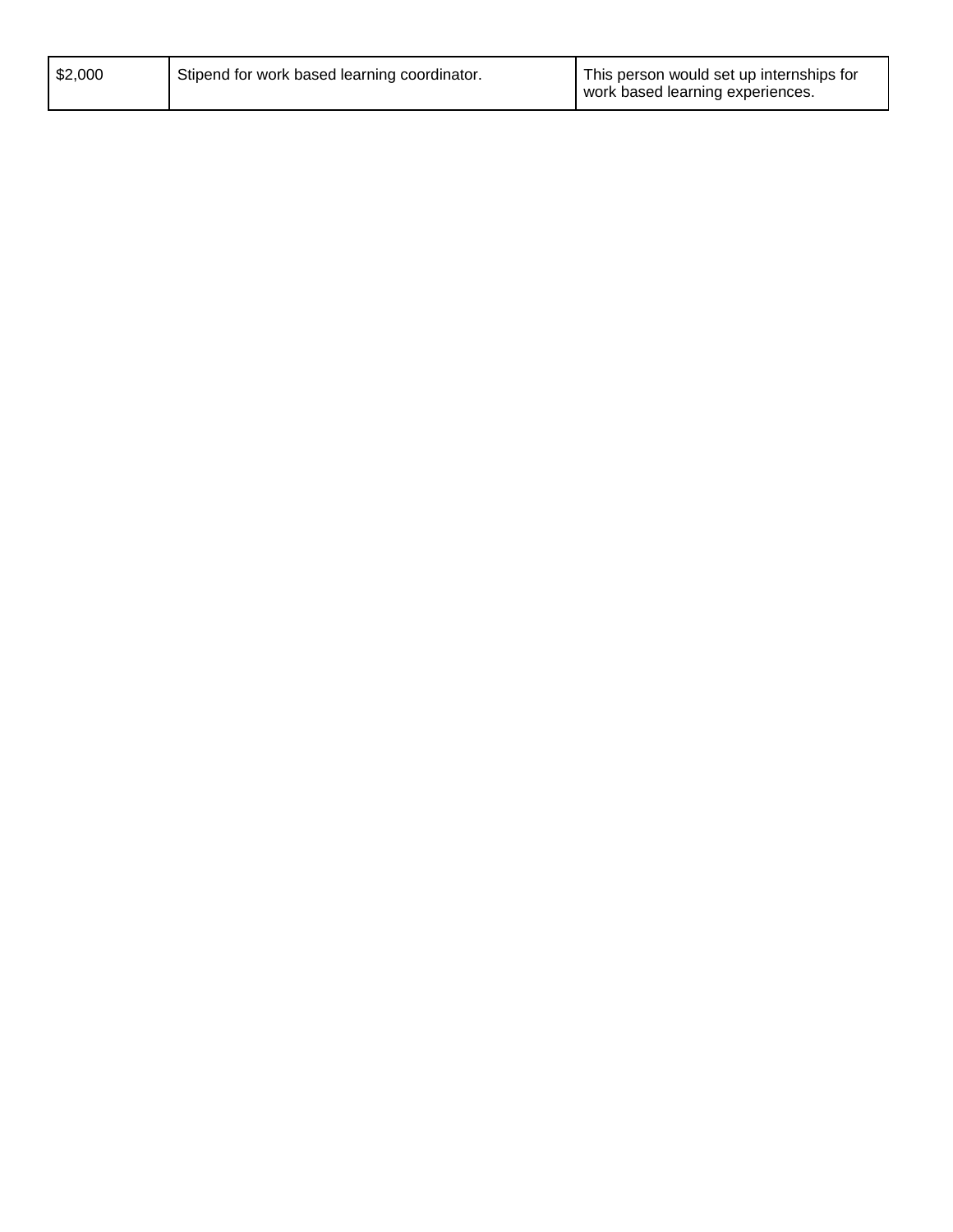| | | |
|---|---|---|
| $2,000 | Stipend for work based learning coordinator. | This person would set up internships for work based learning experiences. |